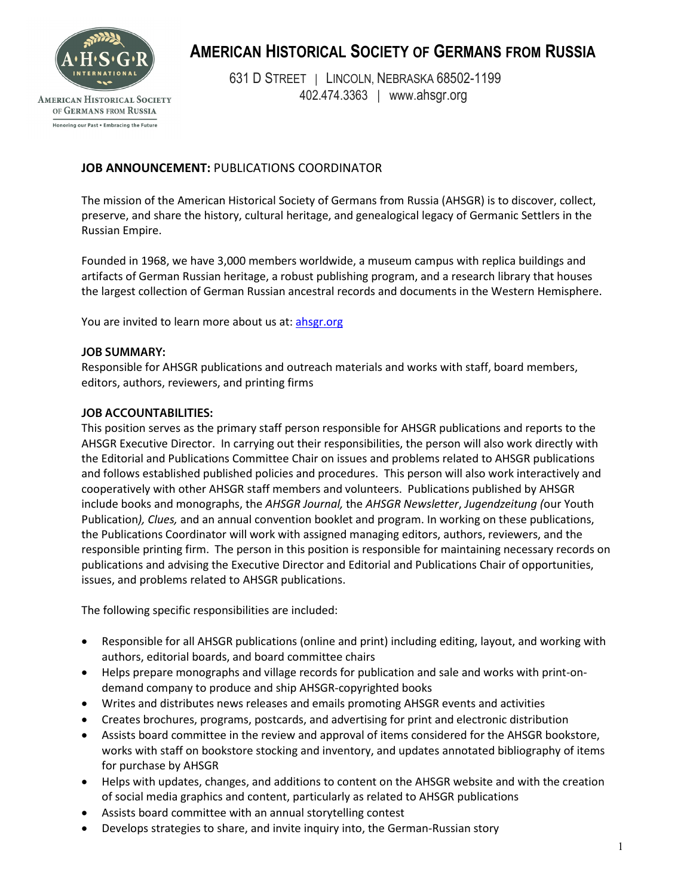# AMERICAN HISTORICAL SOCIETY OF GERMANS FROM RUSSIA

631 D STREET | LINCOLN, NEBRASKA 68502-1199
402.474.3363 | www.ahsgr.org

**JOB ANNOUNCEMENT:** PUBLICATIONS COORDINATOR

The mission of the American Historical Society of Germans from Russia (AHSGR) is to discover, collect, preserve, and share the history, cultural heritage, and genealogical legacy of Germanic Settlers in the Russian Empire.

Founded in 1968, we have 3,000 members worldwide, a museum campus with replica buildings and artifacts of German Russian heritage, a robust publishing program, and a research library that houses the largest collection of German Russian ancestral records and documents in the Western Hemisphere.

You are invited to learn more about us at: [ahsgr.org](ahsgr.org)

**JOB SUMMARY:**
Responsible for AHSGR publications and outreach materials and works with staff, board members, editors, authors, reviewers, and printing firms

**JOB ACCOUNTABILITIES:**
This position serves as the primary staff person responsible for AHSGR publications and reports to the AHSGR Executive Director. In carrying out their responsibilities, the person will also work directly with the Editorial and Publications Committee Chair on issues and problems related to AHSGR publications and follows established published policies and procedures. This person will also work interactively and cooperatively with other AHSGR staff members and volunteers. Publications published by AHSGR include books and monographs, the *AHSGR Journal,* the *AHSGR Newsletter*, *Jugendzeitung (*our Youth Publication*), Clues,* and an annual convention booklet and program. In working on these publications, the Publications Coordinator will work with assigned managing editors, authors, reviewers, and the responsible printing firm. The person in this position is responsible for maintaining necessary records on publications and advising the Executive Director and Editorial and Publications Chair of opportunities, issues, and problems related to AHSGR publications.

The following specific responsibilities are included:

- Responsible for all AHSGR publications (online and print) including editing, layout, and working with authors, editorial boards, and board committee chairs
- Helps prepare monographs and village records for publication and sale and works with print-on-demand company to produce and ship AHSGR-copyrighted books
- Writes and distributes news releases and emails promoting AHSGR events and activities
- Creates brochures, programs, postcards, and advertising for print and electronic distribution
- Assists board committee in the review and approval of items considered for the AHSGR bookstore, works with staff on bookstore stocking and inventory, and updates annotated bibliography of items for purchase by AHSGR
- Helps with updates, changes, and additions to content on the AHSGR website and with the creation of social media graphics and content, particularly as related to AHSGR publications
- Assists board committee with an annual storytelling contest
- Develops strategies to share, and invite inquiry into, the German-Russian story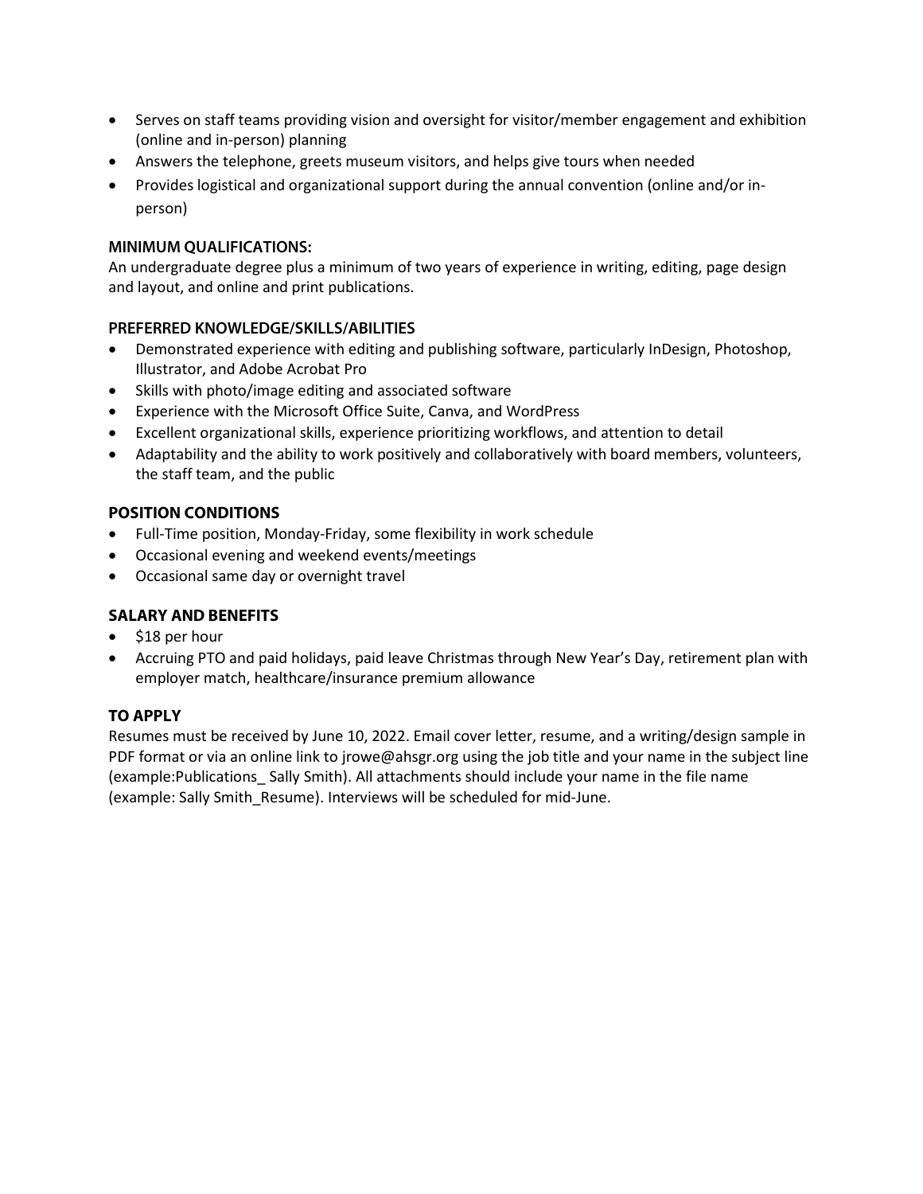- Serves on staff teams providing vision and oversight for visitor/member engagement and exhibition (online and in-person) planning
- Answers the telephone, greets museum visitors, and helps give tours when needed
- Provides logistical and organizational support during the annual convention (online and/or in-person)

### MINIMUM QUALIFICATIONS:

An undergraduate degree plus a minimum of two years of experience in writing, editing, page design and layout, and online and print publications.

### PREFERRED KNOWLEDGE/SKILLS/ABILITIES

- Demonstrated experience with editing and publishing software, particularly InDesign, Photoshop, Illustrator, and Adobe Acrobat Pro
- Skills with photo/image editing and associated software
- Experience with the Microsoft Office Suite, Canva, and WordPress
- Excellent organizational skills, experience prioritizing workflows, and attention to detail
- Adaptability and the ability to work positively and collaboratively with board members, volunteers, the staff team, and the public

### POSITION CONDITIONS

- Full-Time position, Monday-Friday, some flexibility in work schedule
- Occasional evening and weekend events/meetings
- Occasional same day or overnight travel

### SALARY AND BENEFITS

- $18 per hour
- Accruing PTO and paid holidays, paid leave Christmas through New Year's Day, retirement plan with employer match, healthcare/insurance premium allowance

### TO APPLY

Resumes must be received by June 10, 2022. Email cover letter, resume, and a writing/design sample in PDF format or via an online link to jrowe@ahsgr.org using the job title and your name in the subject line (example:Publications_ Sally Smith). All attachments should include your name in the file name (example: Sally Smith_Resume). Interviews will be scheduled for mid-June.